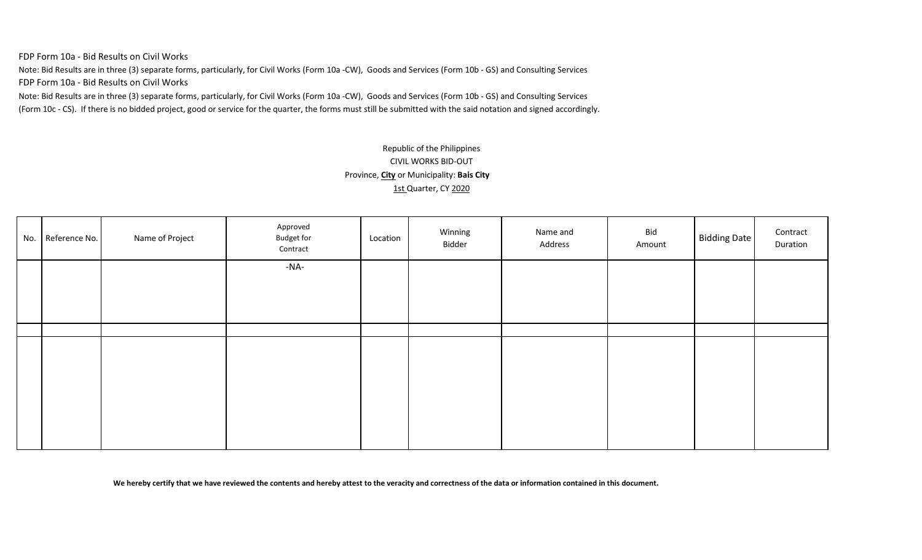FDP Form 10a - Bid Results on Civil Works

Note: Bid Results are in three (3) separate forms, particularly, for Civil Works (Form 10a -CW), Goods and Services (Form 10b - GS) and Consulting Services

FDP Form 10a - Bid Results on Civil Works

Note: Bid Results are in three (3) separate forms, particularly, for Civil Works (Form 10a -CW), Goods and Services (Form 10b - GS) and Consulting Services (Form 10c - CS). If there is no bidded project, good or service for the quarter, the forms must still be submitted with the said notation and signed accordingly.

Republic of the Philippines

CIVIL WORKS BID-OUT

Province, **City** or Municipality: **Bais City**

1st Quarter, CY 2020

| No. | Reference No. | Name of Project | Approved Budget for Contract | Location | Winning Bidder | Name and Address | Bid Amount | Bidding Date | Contract Duration |
|---|---|---|---|---|---|---|---|---|---|
| | | | -NA- | | | | | | |
| | | | | | | | | | |
| | | | | | | | | | |

**We hereby certify that we have reviewed the contents and hereby attest to the veracity and correctness of the data or information contained in this document.**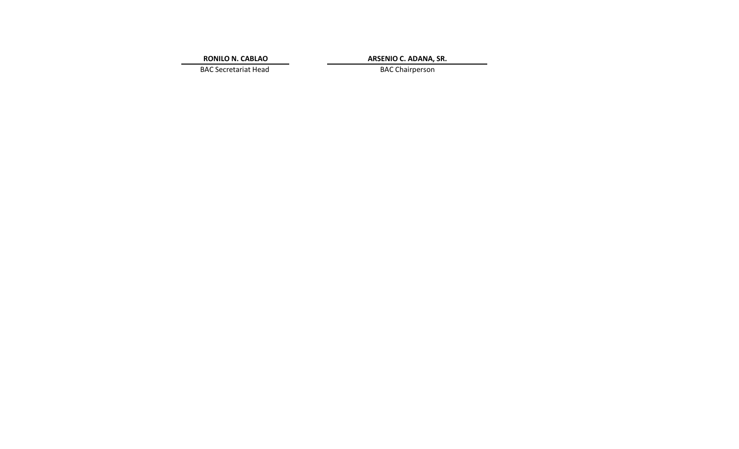| **RONILO N. CABLAO** | **ARSENIO C. ADANA, SR.** |
|---|---|
| BAC Secretariat Head | BAC Chairperson |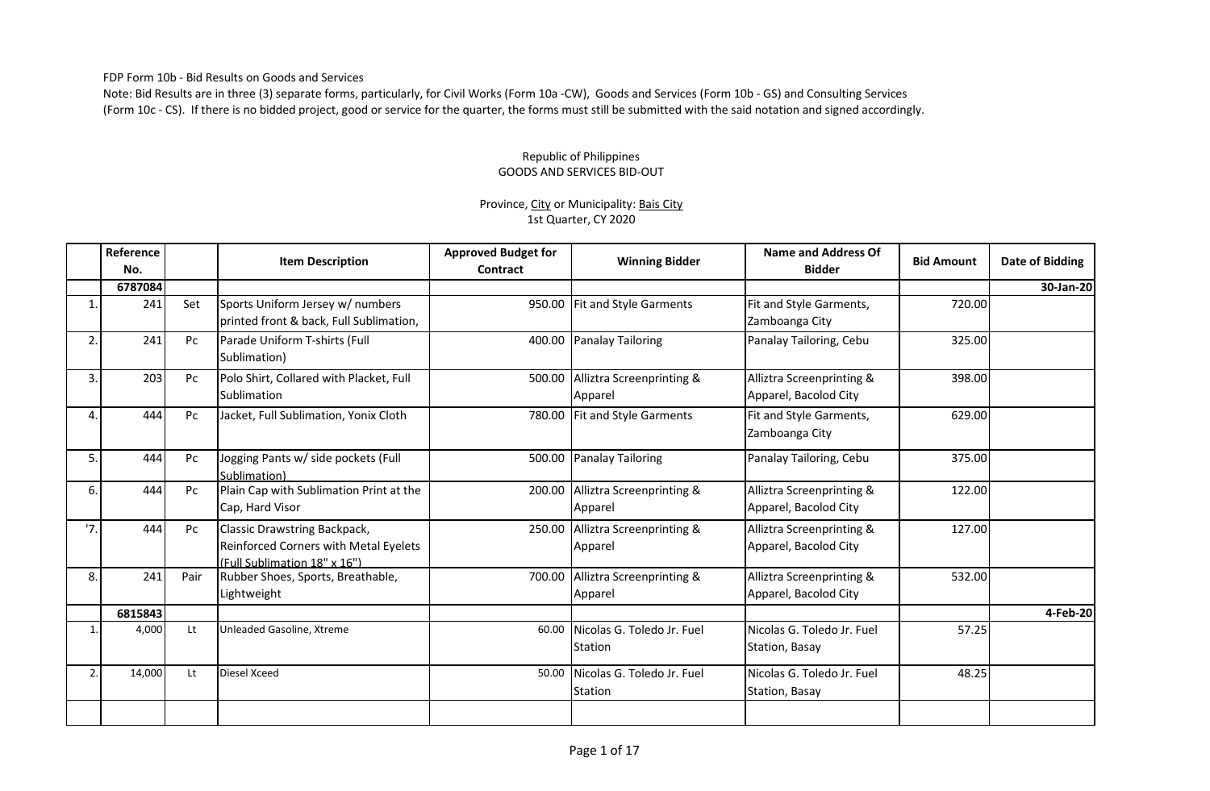FDP Form 10b - Bid Results on Goods and Services

Note: Bid Results are in three (3) separate forms, particularly, for Civil Works (Form 10a -CW), Goods and Services (Form 10b - GS) and Consulting Services (Form 10c - CS). If there is no bidded project, good or service for the quarter, the forms must still be submitted with the said notation and signed accordingly.

Republic of Philippines
GOODS AND SERVICES BID-OUT

Province, City or Municipality: Bais City
1st Quarter, CY 2020

| | Reference No. | | Item Description | Approved Budget for Contract | Winning Bidder | Name and Address Of Bidder | Bid Amount | Date of Bidding |
|---|---|---|---|---|---|---|---|---|
| | 6787084 | | | | | | | 30-Jan-20 |
| 1. | 241 | Set | Sports Uniform Jersey w/ numbers printed front & back, Full Sublimation, | 950.00 | Fit and Style Garments | Fit and Style Garments, Zamboanga City | 720.00 | |
| 2. | 241 | Pc | Parade Uniform T-shirts (Full Sublimation) | 400.00 | Panalay Tailoring | Panalay Tailoring, Cebu | 325.00 | |
| 3. | 203 | Pc | Polo Shirt, Collared with Placket, Full Sublimation | 500.00 | Alliztra Screenprinting & Apparel | Alliztra Screenprinting & Apparel, Bacolod City | 398.00 | |
| 4. | 444 | Pc | Jacket, Full Sublimation, Yonix Cloth | 780.00 | Fit and Style Garments | Fit and Style Garments, Zamboanga City | 629.00 | |
| 5. | 444 | Pc | Jogging Pants w/ side pockets (Full Sublimation) | 500.00 | Panalay Tailoring | Panalay Tailoring, Cebu | 375.00 | |
| 6. | 444 | Pc | Plain Cap with Sublimation Print at the Cap, Hard Visor | 200.00 | Alliztra Screenprinting & Apparel | Alliztra Screenprinting & Apparel, Bacolod City | 122.00 | |
| '7. | 444 | Pc | Classic Drawstring Backpack, Reinforced Corners with Metal Eyelets (Full Sublimation 18" x 16") | 250.00 | Alliztra Screenprinting & Apparel | Alliztra Screenprinting & Apparel, Bacolod City | 127.00 | |
| 8. | 241 | Pair | Rubber Shoes, Sports, Breathable, Lightweight | 700.00 | Alliztra Screenprinting & Apparel | Alliztra Screenprinting & Apparel, Bacolod City | 532.00 | |
| | 6815843 | | | | | | | 4-Feb-20 |
| 1. | 4,000 | Lt | Unleaded Gasoline, Xtreme | 60.00 | Nicolas G. Toledo Jr. Fuel Station | Nicolas G. Toledo Jr. Fuel Station, Basay | 57.25 | |
| 2. | 14,000 | Lt | Diesel Xceed | 50.00 | Nicolas G. Toledo Jr. Fuel Station | Nicolas G. Toledo Jr. Fuel Station, Basay | 48.25 | |
| | | | | | | | | |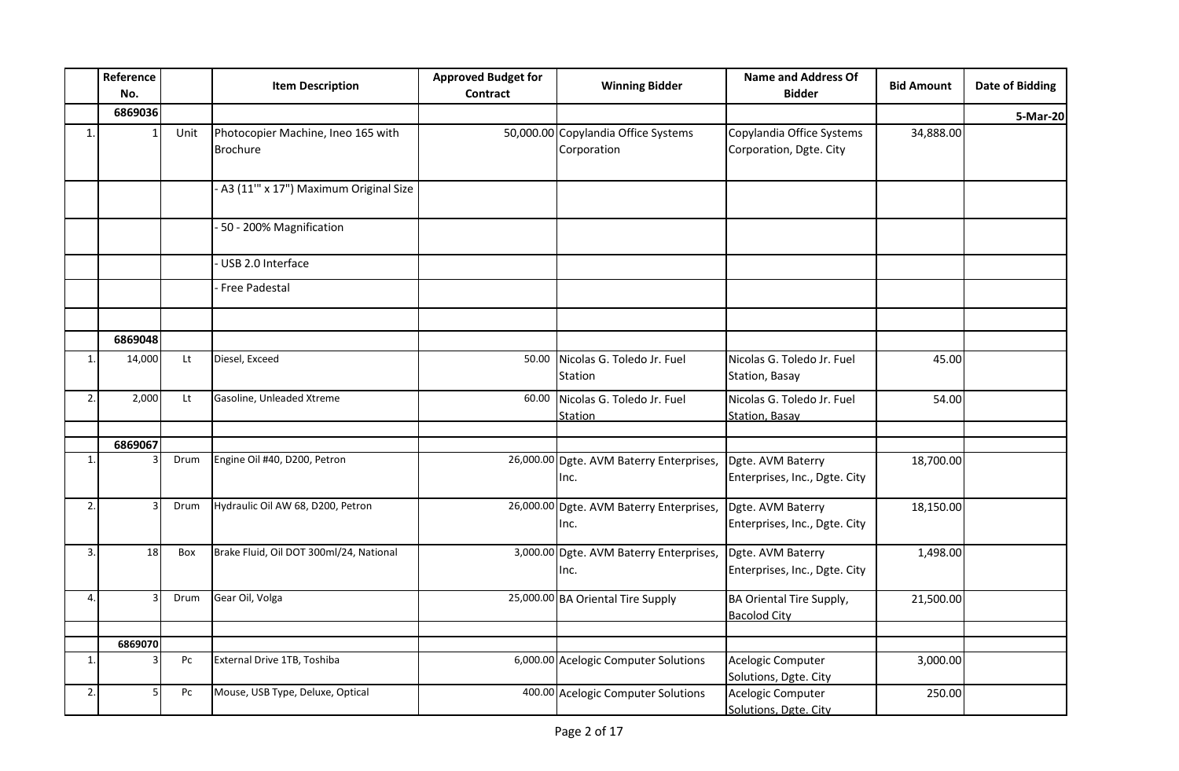| | Reference No. | | Item Description | Approved Budget for Contract | Winning Bidder | Name and Address Of Bidder | Bid Amount | Date of Bidding |
|---|---|---|---|---|---|---|---|---|
| | 6869036 | | | | | | | 5-Mar-20 |
| 1. | 1 | Unit | Photocopier Machine, Ineo 165 with Brochure | 50,000.00 | Copylandia Office Systems Corporation | Copylandia Office Systems Corporation, Dgte. City | 34,888.00 | |
| | | | - A3 (11'" x 17") Maximum Original Size | | | | | |
| | | | - 50 - 200% Magnification | | | | | |
| | | | - USB 2.0 Interface | | | | | |
| | | | - Free Padestal | | | | | |
| | | | | | | | | |
| | 6869048 | | | | | | | |
| 1. | 14,000 | Lt | Diesel, Exceed | 50.00 | Nicolas G. Toledo Jr. Fuel Station | Nicolas G. Toledo Jr. Fuel Station, Basay | 45.00 | |
| 2. | 2,000 | Lt | Gasoline, Unleaded Xtreme | 60.00 | Nicolas G. Toledo Jr. Fuel Station | Nicolas G. Toledo Jr. Fuel Station, Basay | 54.00 | |
| | | | | | | | | |
| | 6869067 | | | | | | | |
| 1. | 3 | Drum | Engine Oil #40, D200, Petron | 26,000.00 | Dgte. AVM Baterry Enterprises, Inc. | Dgte. AVM Baterry Enterprises, Inc., Dgte. City | 18,700.00 | |
| 2. | 3 | Drum | Hydraulic Oil AW 68, D200, Petron | 26,000.00 | Dgte. AVM Baterry Enterprises, Inc. | Dgte. AVM Baterry Enterprises, Inc., Dgte. City | 18,150.00 | |
| 3. | 18 | Box | Brake Fluid, Oil DOT 300ml/24, National | 3,000.00 | Dgte. AVM Baterry Enterprises, Inc. | Dgte. AVM Baterry Enterprises, Inc., Dgte. City | 1,498.00 | |
| 4. | 3 | Drum | Gear Oil, Volga | 25,000.00 | BA Oriental Tire Supply | BA Oriental Tire Supply, Bacolod City | 21,500.00 | |
| | | | | | | | | |
| | 6869070 | | | | | | | |
| 1. | 3 | Pc | External Drive 1TB, Toshiba | 6,000.00 | Acelogic Computer Solutions | Acelogic Computer Solutions, Dgte. City | 3,000.00 | |
| 2. | 5 | Pc | Mouse, USB Type, Deluxe, Optical | 400.00 | Acelogic Computer Solutions | Acelogic Computer Solutions, Dgte. City | 250.00 | |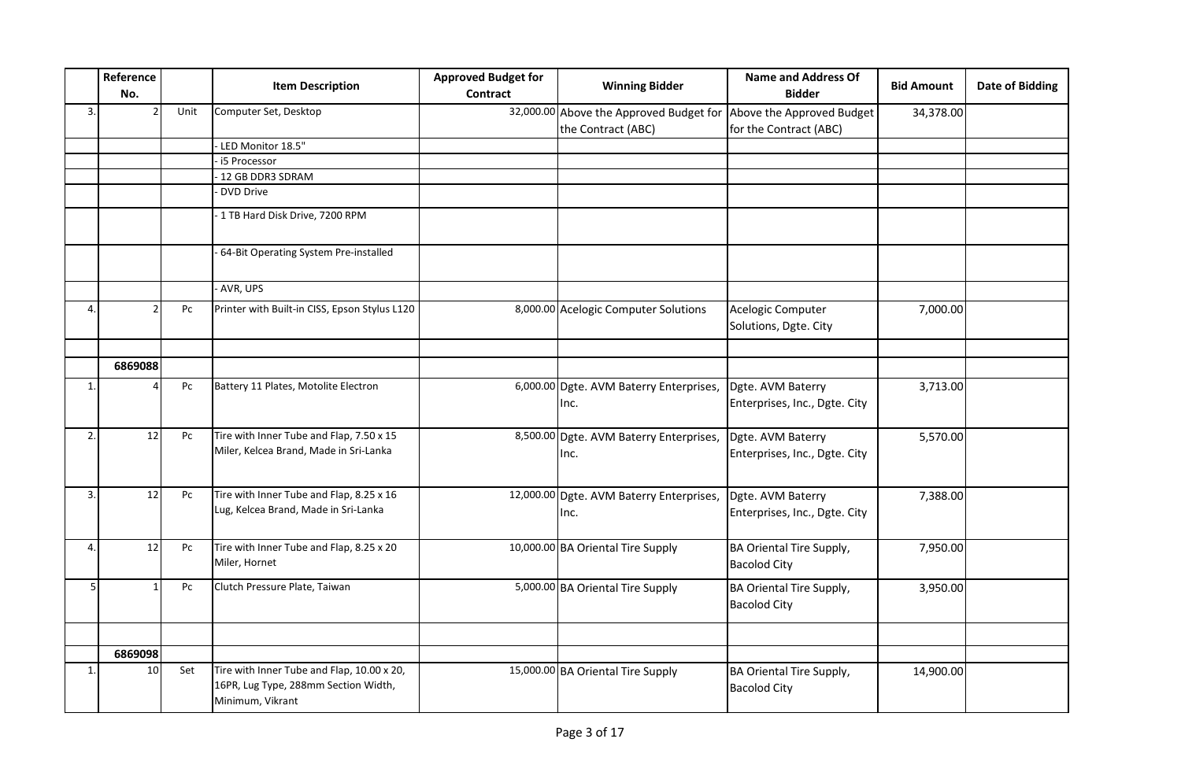| | Reference No. | | Item Description | Approved Budget for Contract | Winning Bidder | Name and Address Of Bidder | Bid Amount | Date of Bidding |
|---|---|---|---|---|---|---|---|---|
| 3. | 2 | Unit | Computer Set, Desktop | 32,000.00 | Above the Approved Budget for the Contract (ABC) | Above the Approved Budget for the Contract (ABC) | 34,378.00 | |
| | | | - LED Monitor 18.5" | | | | | |
| | | | - i5 Processor | | | | | |
| | | | - 12 GB DDR3 SDRAM | | | | | |
| | | | - DVD Drive | | | | | |
| | | | - 1 TB Hard Disk Drive, 7200 RPM | | | | | |
| | | | - 64-Bit Operating System Pre-installed | | | | | |
| | | | - AVR, UPS | | | | | |
| 4. | 2 | Pc | Printer with Built-in CISS, Epson Stylus L120 | 8,000.00 | Acelogic Computer Solutions | Acelogic Computer Solutions, Dgte. City | 7,000.00 | |
| | | | | | | | | |
| | **6869088** | | | | | | | |
| 1. | 4 | Pc | Battery 11 Plates, Motolite Electron | 6,000.00 | Dgte. AVM Baterry Enterprises, Inc. | Dgte. AVM Baterry Enterprises, Inc., Dgte. City | 3,713.00 | |
| 2. | 12 | Pc | Tire with Inner Tube and Flap, 7.50 x 15 Miler, Kelcea Brand, Made in Sri-Lanka | 8,500.00 | Dgte. AVM Baterry Enterprises, Inc. | Dgte. AVM Baterry Enterprises, Inc., Dgte. City | 5,570.00 | |
| 3. | 12 | Pc | Tire with Inner Tube and Flap, 8.25 x 16 Lug, Kelcea Brand, Made in Sri-Lanka | 12,000.00 | Dgte. AVM Baterry Enterprises, Inc. | Dgte. AVM Baterry Enterprises, Inc., Dgte. City | 7,388.00 | |
| 4. | 12 | Pc | Tire with Inner Tube and Flap, 8.25 x 20 Miler, Hornet | 10,000.00 | BA Oriental Tire Supply | BA Oriental Tire Supply, Bacolod City | 7,950.00 | |
| 5 | 1 | Pc | Clutch Pressure Plate, Taiwan | 5,000.00 | BA Oriental Tire Supply | BA Oriental Tire Supply, Bacolod City | 3,950.00 | |
| | | | | | | | | |
| | **6869098** | | | | | | | |
| 1. | 10 | Set | Tire with Inner Tube and Flap, 10.00 x 20, 16PR, Lug Type, 288mm Section Width, Minimum, Vikrant | 15,000.00 | BA Oriental Tire Supply | BA Oriental Tire Supply, Bacolod City | 14,900.00 | |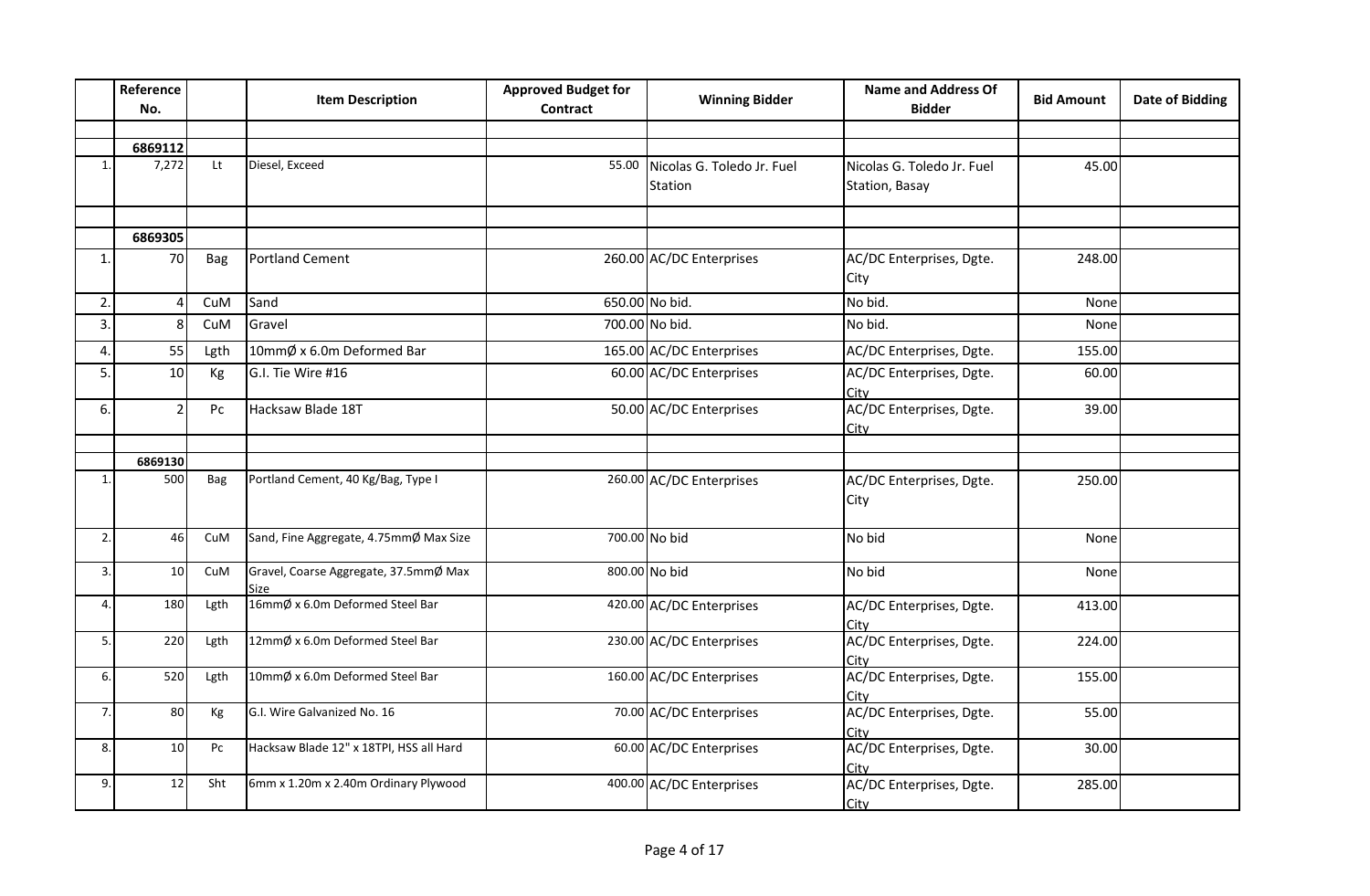| | Reference No. | | Item Description | Approved Budget for Contract | Winning Bidder | Name and Address Of Bidder | Bid Amount | Date of Bidding |
|---|---|---|---|---|---|---|---|---|
| | | | | | | | | |
| | 6869112 | | | | | | | |
| 1. | 7,272 | Lt | Diesel, Exceed | 55.00 | Nicolas G. Toledo Jr. Fuel Station | Nicolas G. Toledo Jr. Fuel Station, Basay | 45.00 | |
| | | | | | | | | |
| | 6869305 | | | | | | | |
| 1. | 70 | Bag | Portland Cement | 260.00 | AC/DC Enterprises | AC/DC Enterprises, Dgte. City | 248.00 | |
| 2. | 4 | CuM | Sand | 650.00 | No bid. | No bid. | None | |
| 3. | 8 | CuM | Gravel | 700.00 | No bid. | No bid. | None | |
| 4. | 55 | Lgth | 10mmØ x 6.0m Deformed Bar | 165.00 | AC/DC Enterprises | AC/DC Enterprises, Dgte. | 155.00 | |
| 5. | 10 | Kg | G.I. Tie Wire #16 | 60.00 | AC/DC Enterprises | AC/DC Enterprises, Dgte. City | 60.00 | |
| 6. | 2 | Pc | Hacksaw Blade 18T | 50.00 | AC/DC Enterprises | AC/DC Enterprises, Dgte. City | 39.00 | |
| | | | | | | | | |
| | 6869130 | | | | | | | |
| 1. | 500 | Bag | Portland Cement, 40 Kg/Bag, Type I | 260.00 | AC/DC Enterprises | AC/DC Enterprises, Dgte. City | 250.00 | |
| 2. | 46 | CuM | Sand, Fine Aggregate, 4.75mmØ Max Size | 700.00 | No bid | No bid | None | |
| 3. | 10 | CuM | Gravel, Coarse Aggregate, 37.5mmØ Max Size | 800.00 | No bid | No bid | None | |
| 4. | 180 | Lgth | 16mmØ x 6.0m Deformed Steel Bar | 420.00 | AC/DC Enterprises | AC/DC Enterprises, Dgte. City | 413.00 | |
| 5. | 220 | Lgth | 12mmØ x 6.0m Deformed Steel Bar | 230.00 | AC/DC Enterprises | AC/DC Enterprises, Dgte. City | 224.00 | |
| 6. | 520 | Lgth | 10mmØ x 6.0m Deformed Steel Bar | 160.00 | AC/DC Enterprises | AC/DC Enterprises, Dgte. City | 155.00 | |
| 7. | 80 | Kg | G.I. Wire Galvanized No. 16 | 70.00 | AC/DC Enterprises | AC/DC Enterprises, Dgte. City | 55.00 | |
| 8. | 10 | Pc | Hacksaw Blade 12" x 18TPI, HSS all Hard | 60.00 | AC/DC Enterprises | AC/DC Enterprises, Dgte. City | 30.00 | |
| 9. | 12 | Sht | 6mm x 1.20m x 2.40m Ordinary Plywood | 400.00 | AC/DC Enterprises | AC/DC Enterprises, Dgte. City | 285.00 | |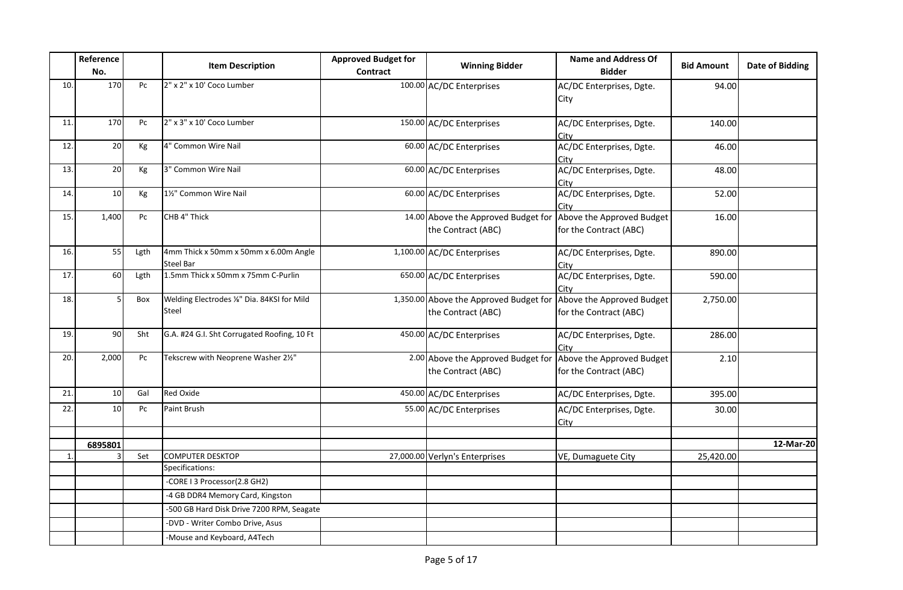| | Reference No. | | Item Description | Approved Budget for Contract | Winning Bidder | Name and Address Of Bidder | Bid Amount | Date of Bidding |
|---|---|---|---|---|---|---|---|---|
| 10. | 170 | Pc | 2" x 2" x 10' Coco Lumber | 100.00 | AC/DC Enterprises | AC/DC Enterprises, Dgte. City | 94.00 | |
| 11. | 170 | Pc | 2" x 3" x 10' Coco Lumber | 150.00 | AC/DC Enterprises | AC/DC Enterprises, Dgte. City | 140.00 | |
| 12. | 20 | Kg | 4" Common Wire Nail | 60.00 | AC/DC Enterprises | AC/DC Enterprises, Dgte. City | 46.00 | |
| 13. | 20 | Kg | 3" Common Wire Nail | 60.00 | AC/DC Enterprises | AC/DC Enterprises, Dgte. City | 48.00 | |
| 14. | 10 | Kg | 1½" Common Wire Nail | 60.00 | AC/DC Enterprises | AC/DC Enterprises, Dgte. City | 52.00 | |
| 15. | 1,400 | Pc | CHB 4" Thick | 14.00 | Above the Approved Budget for the Contract (ABC) | Above the Approved Budget for the Contract (ABC) | 16.00 | |
| 16. | 55 | Lgth | 4mm Thick x 50mm x 50mm x 6.00m Angle Steel Bar | 1,100.00 | AC/DC Enterprises | AC/DC Enterprises, Dgte. City | 890.00 | |
| 17. | 60 | Lgth | 1.5mm Thick x 50mm x 75mm C-Purlin | 650.00 | AC/DC Enterprises | AC/DC Enterprises, Dgte. City | 590.00 | |
| 18. | 5 | Box | Welding Electrodes ⅛" Dia. 84KSI for Mild Steel | 1,350.00 | Above the Approved Budget for the Contract (ABC) | Above the Approved Budget for the Contract (ABC) | 2,750.00 | |
| 19. | 90 | Sht | G.A. #24 G.I. Sht Corrugated Roofing, 10 Ft | 450.00 | AC/DC Enterprises | AC/DC Enterprises, Dgte. City | 286.00 | |
| 20. | 2,000 | Pc | Tekscrew with Neoprene Washer 2½" | 2.00 | Above the Approved Budget for the Contract (ABC) | Above the Approved Budget for the Contract (ABC) | 2.10 | |
| 21. | 10 | Gal | Red Oxide | 450.00 | AC/DC Enterprises | AC/DC Enterprises, Dgte. | 395.00 | |
| 22. | 10 | Pc | Paint Brush | 55.00 | AC/DC Enterprises | AC/DC Enterprises, Dgte. City | 30.00 | |
| | | | | | | | | |
| | **6895801** | | | | | | | **12-Mar-20** |
| 1. | 3 | Set | COMPUTER DESKTOP | 27,000.00 | Verlyn's Enterprises | VE, Dumaguete City | 25,420.00 | |
| | | | Specifications: | | | | | |
| | | | -CORE I 3 Processor(2.8 GH2) | | | | | |
| | | | -4 GB DDR4 Memory Card, Kingston | | | | | |
| | | | -500 GB Hard Disk Drive 7200 RPM, Seagate | | | | | |
| | | | -DVD - Writer Combo Drive, Asus | | | | | |
| | | | -Mouse and Keyboard, A4Tech | | | | | |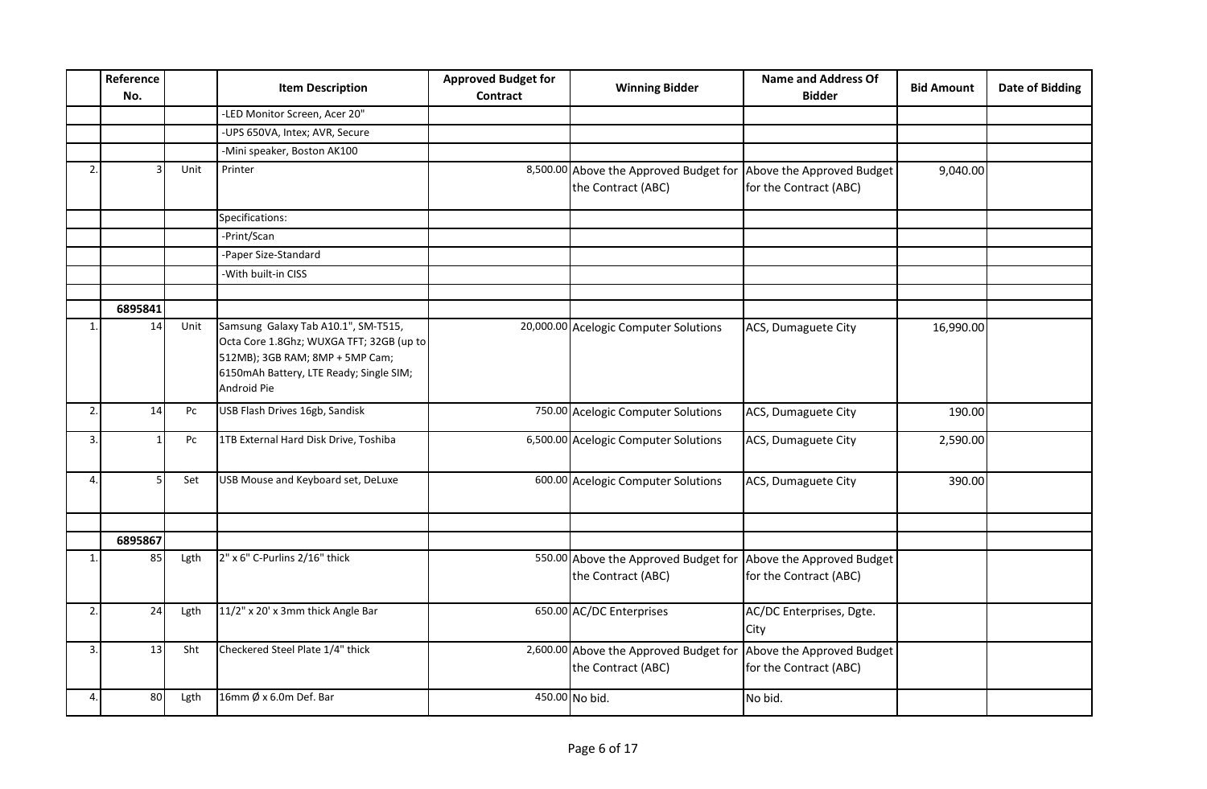| | Reference No. | | Item Description | Approved Budget for Contract | Winning Bidder | Name and Address Of Bidder | Bid Amount | Date of Bidding |
|---|---|---|---|---|---|---|---|---|
| | | | -LED Monitor Screen, Acer 20" | | | | | |
| | | | -UPS 650VA, Intex; AVR, Secure | | | | | |
| | | | -Mini speaker, Boston AK100 | | | | | |
| 2. | 3 | Unit | Printer | 8,500.00 | Above the Approved Budget for the Contract (ABC) | Above the Approved Budget for the Contract (ABC) | 9,040.00 | |
| | | | Specifications: | | | | | |
| | | | -Print/Scan | | | | | |
| | | | -Paper Size-Standard | | | | | |
| | | | -With built-in CISS | | | | | |
| | | | | | | | | |
| | **6895841** | | | | | | | |
| 1. | 14 | Unit | Samsung Galaxy Tab A10.1", SM-T515, Octa Core 1.8Ghz; WUXGA TFT; 32GB (up to 512MB); 3GB RAM; 8MP + 5MP Cam; 6150mAh Battery, LTE Ready; Single SIM; Android Pie | 20,000.00 | Acelogic Computer Solutions | ACS, Dumaguete City | 16,990.00 | |
| 2. | 14 | Pc | USB Flash Drives 16gb, Sandisk | 750.00 | Acelogic Computer Solutions | ACS, Dumaguete City | 190.00 | |
| 3. | 1 | Pc | 1TB External Hard Disk Drive, Toshiba | 6,500.00 | Acelogic Computer Solutions | ACS, Dumaguete City | 2,590.00 | |
| 4. | 5 | Set | USB Mouse and Keyboard set, DeLuxe | 600.00 | Acelogic Computer Solutions | ACS, Dumaguete City | 390.00 | |
| | | | | | | | | |
| | **6895867** | | | | | | | |
| 1. | 85 | Lgth | 2" x 6" C-Purlins 2/16" thick | 550.00 | Above the Approved Budget for the Contract (ABC) | Above the Approved Budget for the Contract (ABC) | | |
| 2. | 24 | Lgth | 11/2" x 20' x 3mm thick Angle Bar | 650.00 | AC/DC Enterprises | AC/DC Enterprises, Dgte. City | | |
| 3. | 13 | Sht | Checkered Steel Plate 1/4" thick | 2,600.00 | Above the Approved Budget for the Contract (ABC) | Above the Approved Budget for the Contract (ABC) | | |
| 4. | 80 | Lgth | 16mm Ø x 6.0m Def. Bar | 450.00 | No bid. | No bid. | | |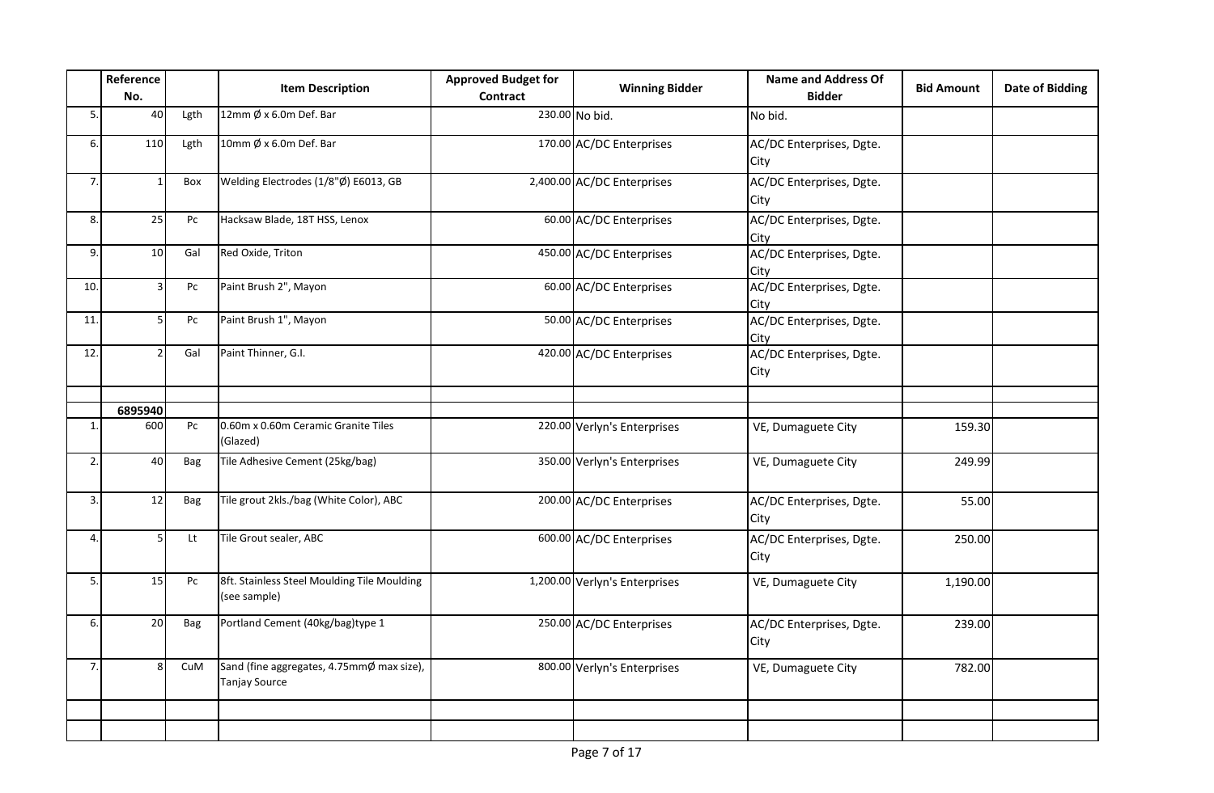| | Reference No. | | Item Description | Approved Budget for Contract | Winning Bidder | Name and Address Of Bidder | Bid Amount | Date of Bidding |
|---|---|---|---|---|---|---|---|---|
| 5. | 40 | Lgth | 12mm Ø x 6.0m Def. Bar | 230.00 | No bid. | No bid. | | |
| 6. | 110 | Lgth | 10mm Ø x 6.0m Def. Bar | 170.00 | AC/DC Enterprises | AC/DC Enterprises, Dgte. City | | |
| 7. | 1 | Box | Welding Electrodes (1/8"Ø) E6013, GB | 2,400.00 | AC/DC Enterprises | AC/DC Enterprises, Dgte. City | | |
| 8. | 25 | Pc | Hacksaw Blade, 18T HSS, Lenox | 60.00 | AC/DC Enterprises | AC/DC Enterprises, Dgte. City | | |
| 9. | 10 | Gal | Red Oxide, Triton | 450.00 | AC/DC Enterprises | AC/DC Enterprises, Dgte. City | | |
| 10. | 3 | Pc | Paint Brush 2", Mayon | 60.00 | AC/DC Enterprises | AC/DC Enterprises, Dgte. City | | |
| 11. | 5 | Pc | Paint Brush 1", Mayon | 50.00 | AC/DC Enterprises | AC/DC Enterprises, Dgte. City | | |
| 12. | 2 | Gal | Paint Thinner, G.I. | 420.00 | AC/DC Enterprises | AC/DC Enterprises, Dgte. City | | |
| | | | | | | | | |
| | **6895940** | | | | | | | |
| 1. | 600 | Pc | 0.60m x 0.60m Ceramic Granite Tiles (Glazed) | 220.00 | Verlyn's Enterprises | VE, Dumaguete City | 159.30 | |
| 2. | 40 | Bag | Tile Adhesive Cement (25kg/bag) | 350.00 | Verlyn's Enterprises | VE, Dumaguete City | 249.99 | |
| 3. | 12 | Bag | Tile grout 2kls./bag (White Color), ABC | 200.00 | AC/DC Enterprises | AC/DC Enterprises, Dgte. City | 55.00 | |
| 4. | 5 | Lt | Tile Grout sealer, ABC | 600.00 | AC/DC Enterprises | AC/DC Enterprises, Dgte. City | 250.00 | |
| 5. | 15 | Pc | 8ft. Stainless Steel Moulding Tile Moulding (see sample) | 1,200.00 | Verlyn's Enterprises | VE, Dumaguete City | 1,190.00 | |
| 6. | 20 | Bag | Portland Cement (40kg/bag)type 1 | 250.00 | AC/DC Enterprises | AC/DC Enterprises, Dgte. City | 239.00 | |
| 7. | 8 | CuM | Sand (fine aggregates, 4.75mmØ max size), Tanjay Source | 800.00 | Verlyn's Enterprises | VE, Dumaguete City | 782.00 | |
| | | | | | | | | |
| | | | | | | | | |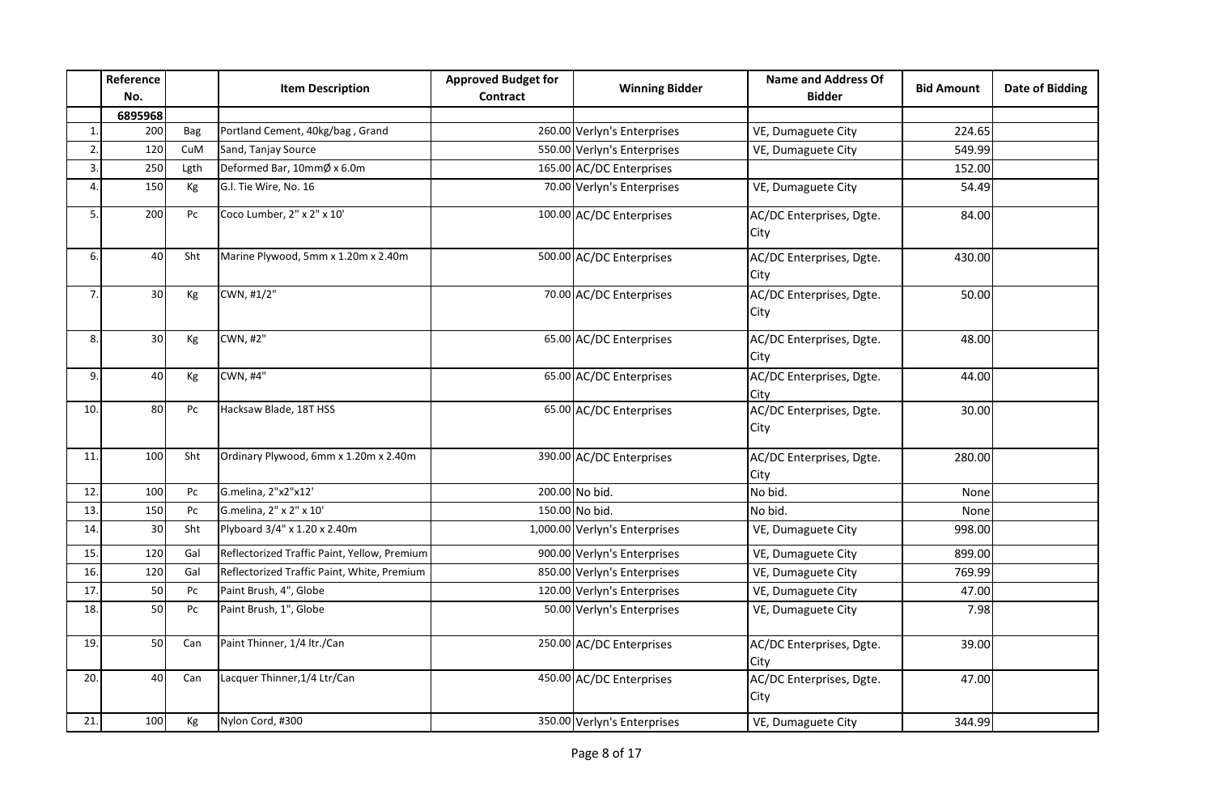| | Reference No. | | Item Description | Approved Budget for Contract | Winning Bidder | Name and Address Of Bidder | Bid Amount | Date of Bidding |
|---|---|---|---|---|---|---|---|---|
| | 6895968 | | | | | | | |
| 1. | 200 | Bag | Portland Cement, 40kg/bag , Grand | 260.00 | Verlyn's Enterprises | VE, Dumaguete City | 224.65 | |
| 2. | 120 | CuM | Sand, Tanjay Source | 550.00 | Verlyn's Enterprises | VE, Dumaguete City | 549.99 | |
| 3. | 250 | Lgth | Deformed Bar, 10mmØ x 6.0m | 165.00 | AC/DC Enterprises | | 152.00 | |
| 4. | 150 | Kg | G.I. Tie Wire, No. 16 | 70.00 | Verlyn's Enterprises | VE, Dumaguete City | 54.49 | |
| 5. | 200 | Pc | Coco Lumber, 2" x 2" x 10' | 100.00 | AC/DC Enterprises | AC/DC Enterprises, Dgte. City | 84.00 | |
| 6. | 40 | Sht | Marine Plywood, 5mm x 1.20m x 2.40m | 500.00 | AC/DC Enterprises | AC/DC Enterprises, Dgte. City | 430.00 | |
| 7. | 30 | Kg | CWN, #1/2" | 70.00 | AC/DC Enterprises | AC/DC Enterprises, Dgte. City | 50.00 | |
| 8. | 30 | Kg | CWN, #2" | 65.00 | AC/DC Enterprises | AC/DC Enterprises, Dgte. City | 48.00 | |
| 9. | 40 | Kg | CWN, #4" | 65.00 | AC/DC Enterprises | AC/DC Enterprises, Dgte. City | 44.00 | |
| 10. | 80 | Pc | Hacksaw Blade, 18T HSS | 65.00 | AC/DC Enterprises | AC/DC Enterprises, Dgte. City | 30.00 | |
| 11. | 100 | Sht | Ordinary Plywood, 6mm x 1.20m x 2.40m | 390.00 | AC/DC Enterprises | AC/DC Enterprises, Dgte. City | 280.00 | |
| 12. | 100 | Pc | G.melina, 2"x2"x12' | 200.00 | No bid. | No bid. | None | |
| 13. | 150 | Pc | G.melina, 2" x 2" x 10' | 150.00 | No bid. | No bid. | None | |
| 14. | 30 | Sht | Plyboard 3/4" x 1.20 x 2.40m | 1,000.00 | Verlyn's Enterprises | VE, Dumaguete City | 998.00 | |
| 15. | 120 | Gal | Reflectorized Traffic Paint, Yellow, Premium | 900.00 | Verlyn's Enterprises | VE, Dumaguete City | 899.00 | |
| 16. | 120 | Gal | Reflectorized Traffic Paint, White, Premium | 850.00 | Verlyn's Enterprises | VE, Dumaguete City | 769.99 | |
| 17. | 50 | Pc | Paint Brush, 4", Globe | 120.00 | Verlyn's Enterprises | VE, Dumaguete City | 47.00 | |
| 18. | 50 | Pc | Paint Brush, 1", Globe | 50.00 | Verlyn's Enterprises | VE, Dumaguete City | 7.98 | |
| 19. | 50 | Can | Paint Thinner, 1/4 ltr./Can | 250.00 | AC/DC Enterprises | AC/DC Enterprises, Dgte. City | 39.00 | |
| 20. | 40 | Can | Lacquer Thinner,1/4 Ltr/Can | 450.00 | AC/DC Enterprises | AC/DC Enterprises, Dgte. City | 47.00 | |
| 21. | 100 | Kg | Nylon Cord, #300 | 350.00 | Verlyn's Enterprises | VE, Dumaguete City | 344.99 | |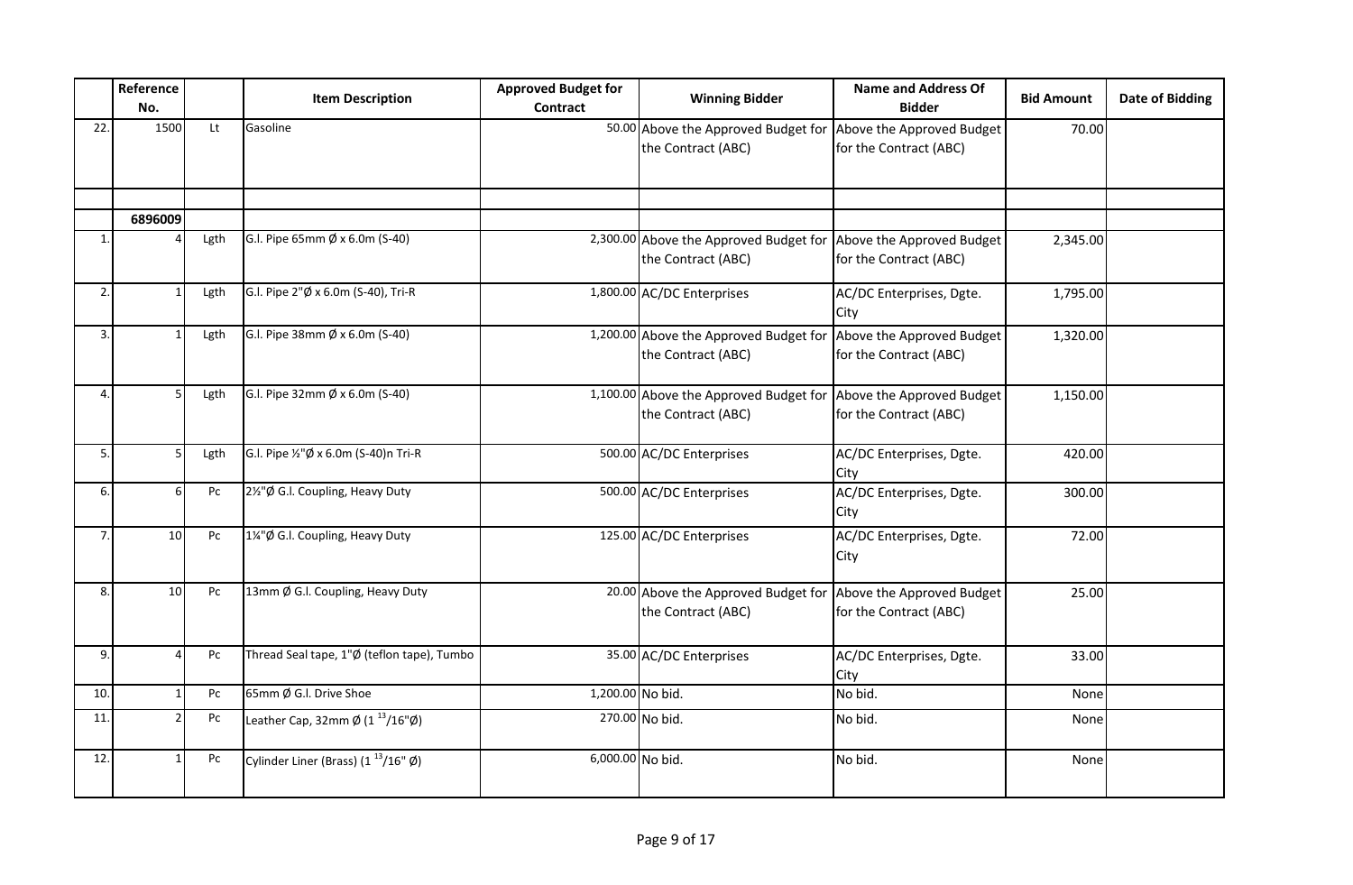|  | Reference No. |  | Item Description | Approved Budget for Contract | Winning Bidder | Name and Address Of Bidder | Bid Amount | Date of Bidding |
|---|---|---|---|---|---|---|---|---|
| 22. | 1500 | Lt | Gasoline | 50.00 | Above the Approved Budget for the Contract (ABC) | Above the Approved Budget for the Contract (ABC) | 70.00 |  |
|  |  |  |  |  |  |  |  |  |
|  | **6896009** |  |  |  |  |  |  |  |
| 1. | 4 | Lgth | G.I. Pipe 65mm Ø x 6.0m (S-40) | 2,300.00 | Above the Approved Budget for the Contract (ABC) | Above the Approved Budget for the Contract (ABC) | 2,345.00 |  |
| 2. | 1 | Lgth | G.I. Pipe 2"Ø x 6.0m (S-40), Tri-R | 1,800.00 | AC/DC Enterprises | AC/DC Enterprises, Dgte. City | 1,795.00 |  |
| 3. | 1 | Lgth | G.I. Pipe 38mm Ø x 6.0m (S-40) | 1,200.00 | Above the Approved Budget for the Contract (ABC) | Above the Approved Budget for the Contract (ABC) | 1,320.00 |  |
| 4. | 5 | Lgth | G.I. Pipe 32mm Ø x 6.0m (S-40) | 1,100.00 | Above the Approved Budget for the Contract (ABC) | Above the Approved Budget for the Contract (ABC) | 1,150.00 |  |
| 5. | 5 | Lgth | G.I. Pipe ½"Ø x 6.0m (S-40)n Tri-R | 500.00 | AC/DC Enterprises | AC/DC Enterprises, Dgte. City | 420.00 |  |
| 6. | 6 | Pc | 2½"Ø G.I. Coupling, Heavy Duty | 500.00 | AC/DC Enterprises | AC/DC Enterprises, Dgte. City | 300.00 |  |
| 7. | 10 | Pc | 1¼"Ø G.I. Coupling, Heavy Duty | 125.00 | AC/DC Enterprises | AC/DC Enterprises, Dgte. City | 72.00 |  |
| 8. | 10 | Pc | 13mm Ø G.I. Coupling, Heavy Duty | 20.00 | Above the Approved Budget for the Contract (ABC) | Above the Approved Budget for the Contract (ABC) | 25.00 |  |
| 9. | 4 | Pc | Thread Seal tape, 1"Ø (teflon tape), Tumbo | 35.00 | AC/DC Enterprises | AC/DC Enterprises, Dgte. City | 33.00 |  |
| 10. | 1 | Pc | 65mm Ø G.I. Drive Shoe | 1,200.00 | No bid. | No bid. | None |  |
| 11. | 2 | Pc | Leather Cap, 32mm Ø (1 13/16"Ø) | 270.00 | No bid. | No bid. | None |  |
| 12. | 1 | Pc | Cylinder Liner (Brass) (1 13/16" Ø) | 6,000.00 | No bid. | No bid. | None |  |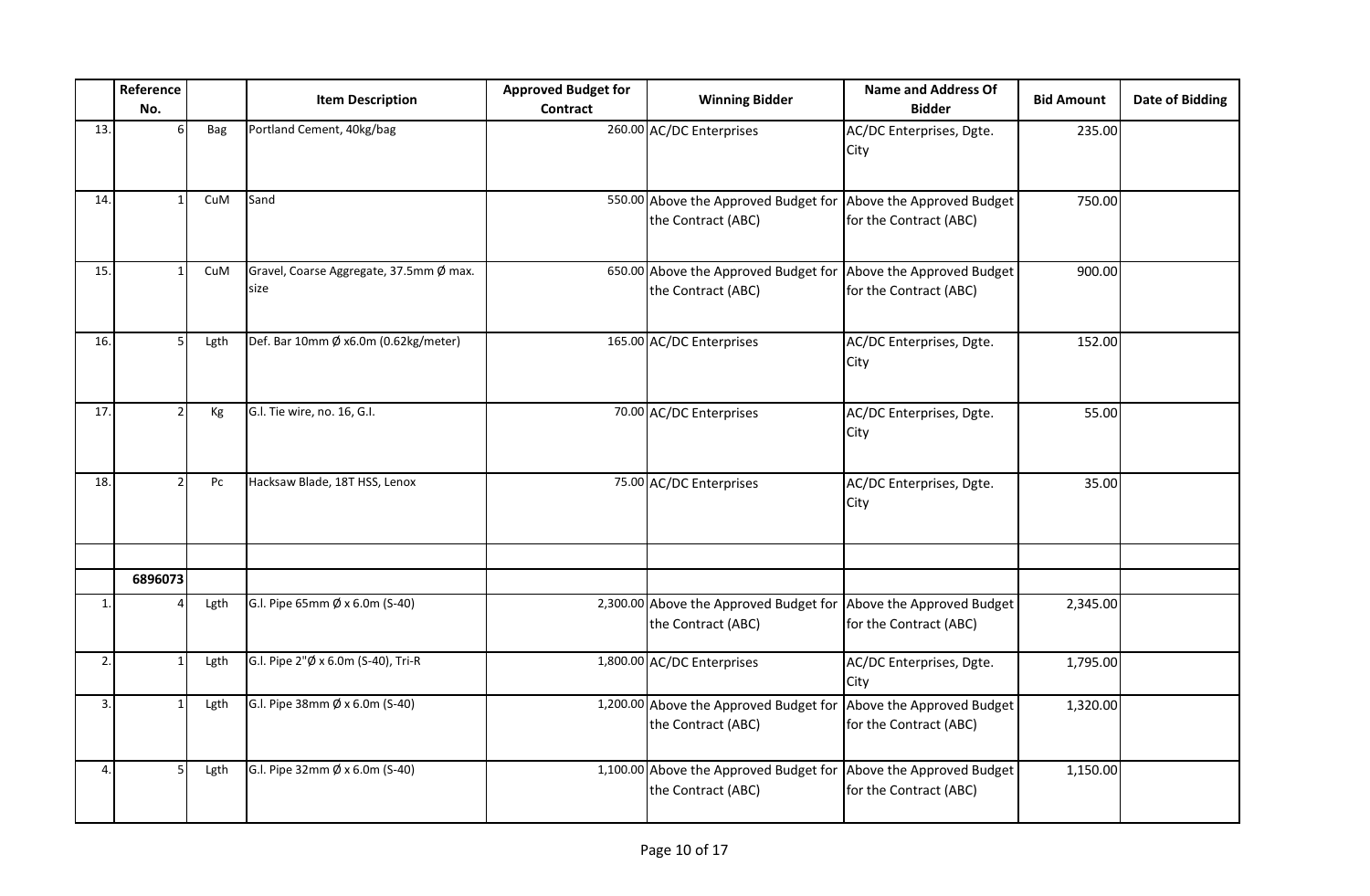| | Reference No. | | Item Description | Approved Budget for Contract | Winning Bidder | Name and Address Of Bidder | Bid Amount | Date of Bidding |
|---|---|---|---|---|---|---|---|---|
| 13. | 6 | Bag | Portland Cement, 40kg/bag | 260.00 | AC/DC Enterprises | AC/DC Enterprises, Dgte. City | 235.00 | |
| 14. | 1 | CuM | Sand | 550.00 | Above the Approved Budget for the Contract (ABC) | Above the Approved Budget for the Contract (ABC) | 750.00 | |
| 15. | 1 | CuM | Gravel, Coarse Aggregate, 37.5mm Ø max. size | 650.00 | Above the Approved Budget for the Contract (ABC) | Above the Approved Budget for the Contract (ABC) | 900.00 | |
| 16. | 5 | Lgth | Def. Bar 10mm Ø x6.0m (0.62kg/meter) | 165.00 | AC/DC Enterprises | AC/DC Enterprises, Dgte. City | 152.00 | |
| 17. | 2 | Kg | G.I. Tie wire, no. 16, G.I. | 70.00 | AC/DC Enterprises | AC/DC Enterprises, Dgte. City | 55.00 | |
| 18. | 2 | Pc | Hacksaw Blade, 18T HSS, Lenox | 75.00 | AC/DC Enterprises | AC/DC Enterprises, Dgte. City | 35.00 | |
| | | | | | | | | |
| | **6896073** | | | | | | | |
| 1. | 4 | Lgth | G.I. Pipe 65mm Ø x 6.0m (S-40) | 2,300.00 | Above the Approved Budget for the Contract (ABC) | Above the Approved Budget for the Contract (ABC) | 2,345.00 | |
| 2. | 1 | Lgth | G.I. Pipe 2"Ø x 6.0m (S-40), Tri-R | 1,800.00 | AC/DC Enterprises | AC/DC Enterprises, Dgte. City | 1,795.00 | |
| 3. | 1 | Lgth | G.I. Pipe 38mm Ø x 6.0m (S-40) | 1,200.00 | Above the Approved Budget for the Contract (ABC) | Above the Approved Budget for the Contract (ABC) | 1,320.00 | |
| 4. | 5 | Lgth | G.I. Pipe 32mm Ø x 6.0m (S-40) | 1,100.00 | Above the Approved Budget for the Contract (ABC) | Above the Approved Budget for the Contract (ABC) | 1,150.00 | |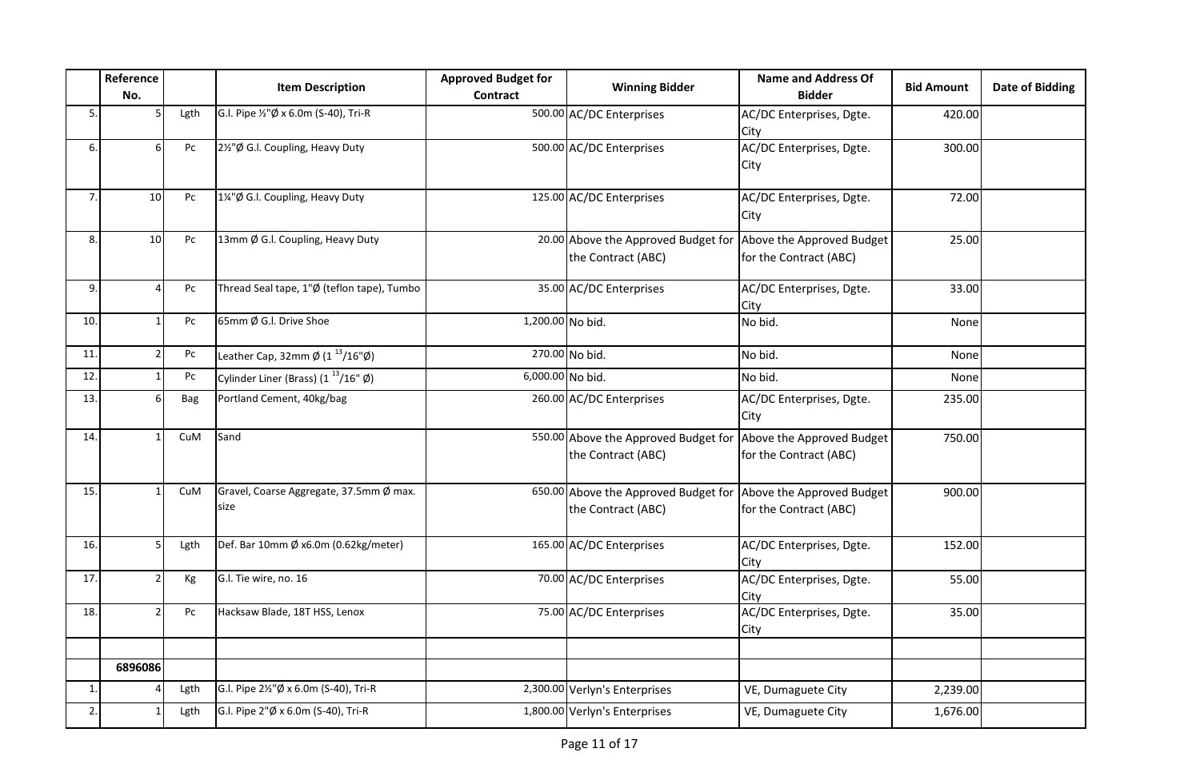| | Reference No. | | Item Description | Approved Budget for Contract | Winning Bidder | Name and Address Of Bidder | Bid Amount | Date of Bidding |
|---|---|---|---|---|---|---|---|---|
| 5. | 5 | Lgth | G.I. Pipe ½"Ø x 6.0m (S-40), Tri-R | 500.00 | AC/DC Enterprises | AC/DC Enterprises, Dgte. City | 420.00 | |
| 6. | 6 | Pc | 2½"Ø G.I. Coupling, Heavy Duty | 500.00 | AC/DC Enterprises | AC/DC Enterprises, Dgte. City | 300.00 | |
| 7. | 10 | Pc | 1¼"Ø G.I. Coupling, Heavy Duty | 125.00 | AC/DC Enterprises | AC/DC Enterprises, Dgte. City | 72.00 | |
| 8. | 10 | Pc | 13mm Ø G.I. Coupling, Heavy Duty | 20.00 | Above the Approved Budget for the Contract (ABC) | Above the Approved Budget for the Contract (ABC) | 25.00 | |
| 9. | 4 | Pc | Thread Seal tape, 1"Ø (teflon tape), Tumbo | 35.00 | AC/DC Enterprises | AC/DC Enterprises, Dgte. City | 33.00 | |
| 10. | 1 | Pc | 65mm Ø G.I. Drive Shoe | 1,200.00 | No bid. | No bid. | None | |
| 11. | 2 | Pc | Leather Cap, 32mm Ø (1 $^{13}$/16"Ø) | 270.00 | No bid. | No bid. | None | |
| 12. | 1 | Pc | Cylinder Liner (Brass) (1 $^{13}$/16" Ø) | 6,000.00 | No bid. | No bid. | None | |
| 13. | 6 | Bag | Portland Cement, 40kg/bag | 260.00 | AC/DC Enterprises | AC/DC Enterprises, Dgte. City | 235.00 | |
| 14. | 1 | CuM | Sand | 550.00 | Above the Approved Budget for the Contract (ABC) | Above the Approved Budget for the Contract (ABC) | 750.00 | |
| 15. | 1 | CuM | Gravel, Coarse Aggregate, 37.5mm Ø max. size | 650.00 | Above the Approved Budget for the Contract (ABC) | Above the Approved Budget for the Contract (ABC) | 900.00 | |
| 16. | 5 | Lgth | Def. Bar 10mm Ø x6.0m (0.62kg/meter) | 165.00 | AC/DC Enterprises | AC/DC Enterprises, Dgte. City | 152.00 | |
| 17. | 2 | Kg | G.I. Tie wire, no. 16 | 70.00 | AC/DC Enterprises | AC/DC Enterprises, Dgte. City | 55.00 | |
| 18. | 2 | Pc | Hacksaw Blade, 18T HSS, Lenox | 75.00 | AC/DC Enterprises | AC/DC Enterprises, Dgte. City | 35.00 | |
| | | | | | | | | |
| | 6896086 | | | | | | | |
| 1. | 4 | Lgth | G.I. Pipe 2½"Ø x 6.0m (S-40), Tri-R | 2,300.00 | Verlyn's Enterprises | VE, Dumaguete City | 2,239.00 | |
| 2. | 1 | Lgth | G.I. Pipe 2"Ø x 6.0m (S-40), Tri-R | 1,800.00 | Verlyn's Enterprises | VE, Dumaguete City | 1,676.00 | |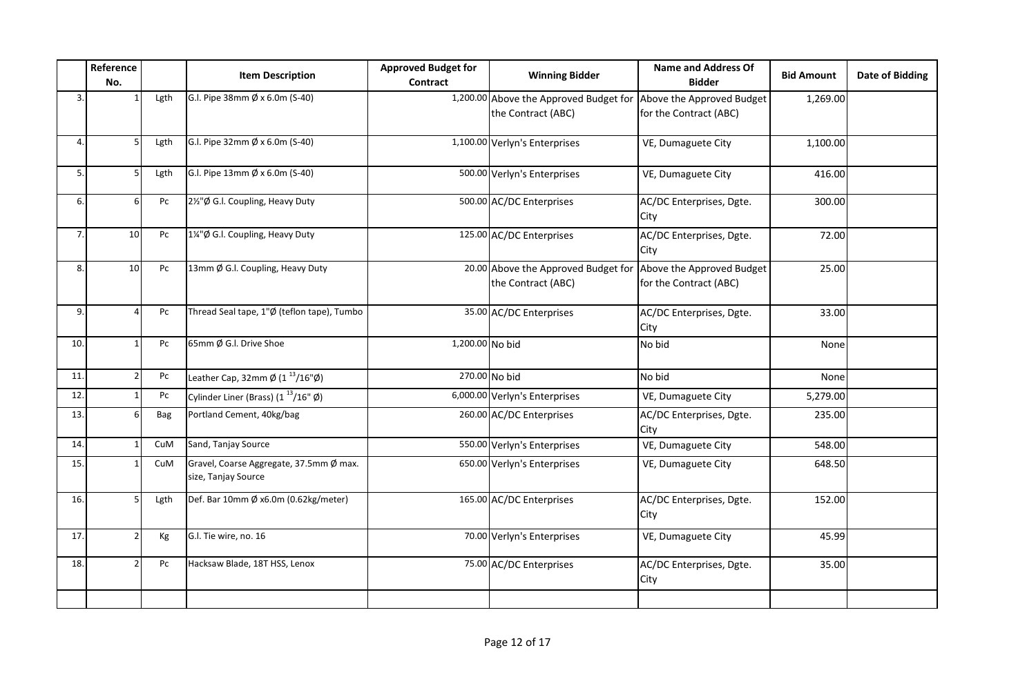| | Reference No. | | Item Description | Approved Budget for Contract | Winning Bidder | Name and Address Of Bidder | Bid Amount | Date of Bidding |
|---|---|---|---|---|---|---|---|---|
| 3. | 1 | Lgth | G.I. Pipe 38mm Ø x 6.0m (S-40) | 1,200.00 | Above the Approved Budget for the Contract (ABC) | Above the Approved Budget for the Contract (ABC) | 1,269.00 | |
| 4. | 5 | Lgth | G.I. Pipe 32mm Ø x 6.0m (S-40) | 1,100.00 | Verlyn's Enterprises | VE, Dumaguete City | 1,100.00 | |
| 5. | 5 | Lgth | G.I. Pipe 13mm Ø x 6.0m (S-40) | 500.00 | Verlyn's Enterprises | VE, Dumaguete City | 416.00 | |
| 6. | 6 | Pc | 2½"Ø G.I. Coupling, Heavy Duty | 500.00 | AC/DC Enterprises | AC/DC Enterprises, Dgte. City | 300.00 | |
| 7. | 10 | Pc | 1¼"Ø G.I. Coupling, Heavy Duty | 125.00 | AC/DC Enterprises | AC/DC Enterprises, Dgte. City | 72.00 | |
| 8. | 10 | Pc | 13mm Ø G.I. Coupling, Heavy Duty | 20.00 | Above the Approved Budget for the Contract (ABC) | Above the Approved Budget for the Contract (ABC) | 25.00 | |
| 9. | 4 | Pc | Thread Seal tape, 1"Ø (teflon tape), Tumbo | 35.00 | AC/DC Enterprises | AC/DC Enterprises, Dgte. City | 33.00 | |
| 10. | 1 | Pc | 65mm Ø G.I. Drive Shoe | 1,200.00 | No bid | No bid | None | |
| 11. | 2 | Pc | Leather Cap, 32mm Ø (1 $^{13}$/16"Ø) | 270.00 | No bid | No bid | None | |
| 12. | 1 | Pc | Cylinder Liner (Brass) (1 $^{13}$/16" Ø) | 6,000.00 | Verlyn's Enterprises | VE, Dumaguete City | 5,279.00 | |
| 13. | 6 | Bag | Portland Cement, 40kg/bag | 260.00 | AC/DC Enterprises | AC/DC Enterprises, Dgte. City | 235.00 | |
| 14. | 1 | CuM | Sand, Tanjay Source | 550.00 | Verlyn's Enterprises | VE, Dumaguete City | 548.00 | |
| 15. | 1 | CuM | Gravel, Coarse Aggregate, 37.5mm Ø max. size, Tanjay Source | 650.00 | Verlyn's Enterprises | VE, Dumaguete City | 648.50 | |
| 16. | 5 | Lgth | Def. Bar 10mm Ø x6.0m (0.62kg/meter) | 165.00 | AC/DC Enterprises | AC/DC Enterprises, Dgte. City | 152.00 | |
| 17. | 2 | Kg | G.I. Tie wire, no. 16 | 70.00 | Verlyn's Enterprises | VE, Dumaguete City | 45.99 | |
| 18. | 2 | Pc | Hacksaw Blade, 18T HSS, Lenox | 75.00 | AC/DC Enterprises | AC/DC Enterprises, Dgte. City | 35.00 | |
| | | | | | | | | |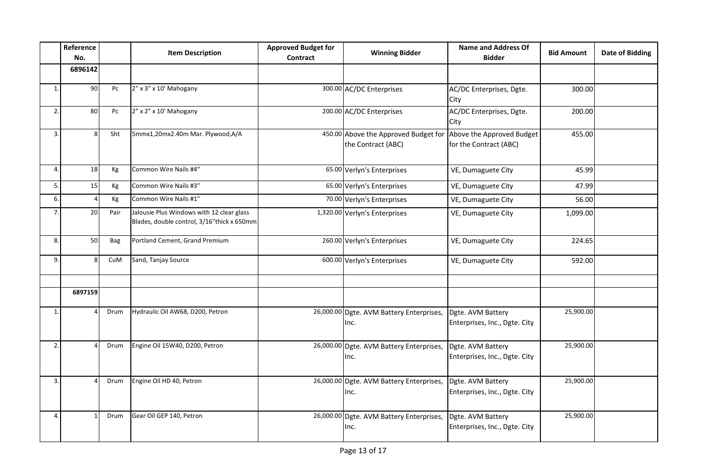| | Reference No. | | Item Description | Approved Budget for Contract | Winning Bidder | Name and Address Of Bidder | Bid Amount | Date of Bidding |
|---|---|---|---|---|---|---|---|---|
| | 6896142 | | | | | | | |
| 1. | 90 | Pc | 2" x 3" x 10' Mahogany | 300.00 | AC/DC Enterprises | AC/DC Enterprises, Dgte. City | 300.00 | |
| 2. | 80 | Pc | 2" x 2" x 10' Mahogany | 200.00 | AC/DC Enterprises | AC/DC Enterprises, Dgte. City | 200.00 | |
| 3. | 8 | Sht | 5mmx1,20mx2.40m Mar. Plywood,A/A | 450.00 | Above the Approved Budget for the Contract (ABC) | Above the Approved Budget for the Contract (ABC) | 455.00 | |
| 4. | 18 | Kg | Common Wire Nails #4" | 65.00 | Verlyn's Enterprises | VE, Dumaguete City | 45.99 | |
| 5. | 15 | Kg | Common Wire Nails #3" | 65.00 | Verlyn's Enterprises | VE, Dumaguete City | 47.99 | |
| 6. | 4 | Kg | Common Wire Nails #1" | 70.00 | Verlyn's Enterprises | VE, Dumaguete City | 56.00 | |
| 7. | 20 | Pair | Jalousie Plus Windows with 12 clear glass Blades, double control, 3/16"thick x 650mm | 1,320.00 | Verlyn's Enterprises | VE, Dumaguete City | 1,099.00 | |
| 8. | 50 | Bag | Portland Cement, Grand Premium | 260.00 | Verlyn's Enterprises | VE, Dumaguete City | 224.65 | |
| 9. | 8 | CuM | Sand, Tanjay Source | 600.00 | Verlyn's Enterprises | VE, Dumaguete City | 592.00 | |
| | | | | | | | | |
| | 6897159 | | | | | | | |
| 1. | 4 | Drum | Hydraulic Oil AW68, D200, Petron | 26,000.00 | Dgte. AVM Battery Enterprises, Inc. | Dgte. AVM Battery Enterprises, Inc., Dgte. City | 25,900.00 | |
| 2. | 4 | Drum | Engine Oil 15W40, D200, Petron | 26,000.00 | Dgte. AVM Battery Enterprises, Inc. | Dgte. AVM Battery Enterprises, Inc., Dgte. City | 25,900.00 | |
| 3. | 4 | Drum | Engine Oil HD 40, Petron | 26,000.00 | Dgte. AVM Battery Enterprises, Inc. | Dgte. AVM Battery Enterprises, Inc., Dgte. City | 25,900.00 | |
| 4. | 1 | Drum | Gear Oil GEP 140, Petron | 26,000.00 | Dgte. AVM Battery Enterprises, Inc. | Dgte. AVM Battery Enterprises, Inc., Dgte. City | 25,900.00 | |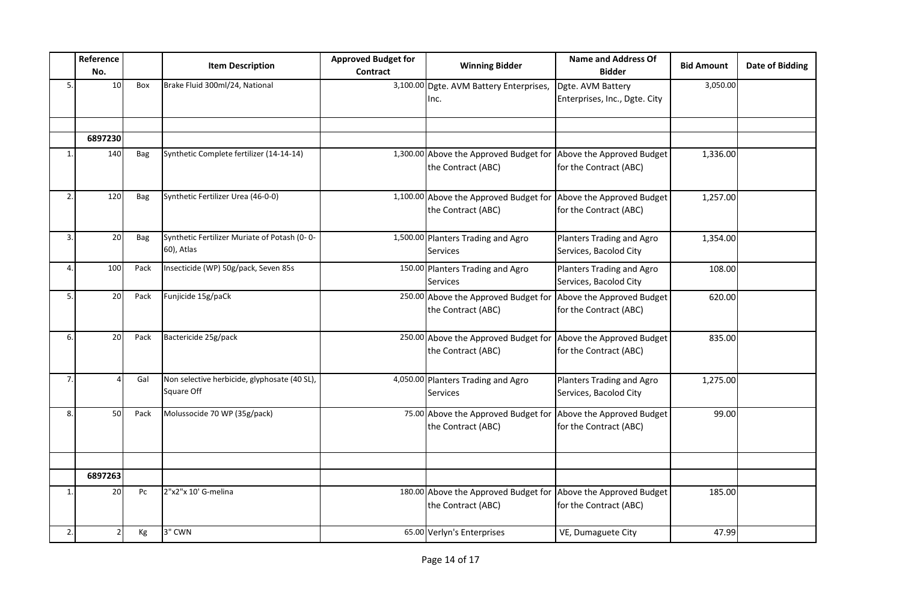| | Reference No. | | Item Description | Approved Budget for Contract | Winning Bidder | Name and Address Of Bidder | Bid Amount | Date of Bidding |
|---|---|---|---|---|---|---|---|---|
| 5. | 10 | Box | Brake Fluid 300ml/24, National | 3,100.00 | Dgte. AVM Battery Enterprises, Inc. | Dgte. AVM Battery Enterprises, Inc., Dgte. City | 3,050.00 | |
| | | | | | | | | |
| | 6897230 | | | | | | | |
| 1. | 140 | Bag | Synthetic Complete fertilizer (14-14-14) | 1,300.00 | Above the Approved Budget for the Contract (ABC) | Above the Approved Budget for the Contract (ABC) | 1,336.00 | |
| 2. | 120 | Bag | Synthetic Fertilizer Urea (46-0-0) | 1,100.00 | Above the Approved Budget for the Contract (ABC) | Above the Approved Budget for the Contract (ABC) | 1,257.00 | |
| 3. | 20 | Bag | Synthetic Fertilizer Muriate of Potash (0- 0-60), Atlas | 1,500.00 | Planters Trading and Agro Services | Planters Trading and Agro Services, Bacolod City | 1,354.00 | |
| 4. | 100 | Pack | Insecticide (WP) 50g/pack, Seven 85s | 150.00 | Planters Trading and Agro Services | Planters Trading and Agro Services, Bacolod City | 108.00 | |
| 5. | 20 | Pack | Funjicide 15g/paCk | 250.00 | Above the Approved Budget for the Contract (ABC) | Above the Approved Budget for the Contract (ABC) | 620.00 | |
| 6. | 20 | Pack | Bactericide 25g/pack | 250.00 | Above the Approved Budget for the Contract (ABC) | Above the Approved Budget for the Contract (ABC) | 835.00 | |
| 7. | 4 | Gal | Non selective herbicide, glyphosate (40 SL), Square Off | 4,050.00 | Planters Trading and Agro Services | Planters Trading and Agro Services, Bacolod City | 1,275.00 | |
| 8. | 50 | Pack | Molussocide 70 WP (35g/pack) | 75.00 | Above the Approved Budget for the Contract (ABC) | Above the Approved Budget for the Contract (ABC) | 99.00 | |
| | | | | | | | | |
| | 6897263 | | | | | | | |
| 1. | 20 | Pc | 2"x2"x 10' G-melina | 180.00 | Above the Approved Budget for the Contract (ABC) | Above the Approved Budget for the Contract (ABC) | 185.00 | |
| 2. | 2 | Kg | 3" CWN | 65.00 | Verlyn's Enterprises | VE, Dumaguete City | 47.99 | |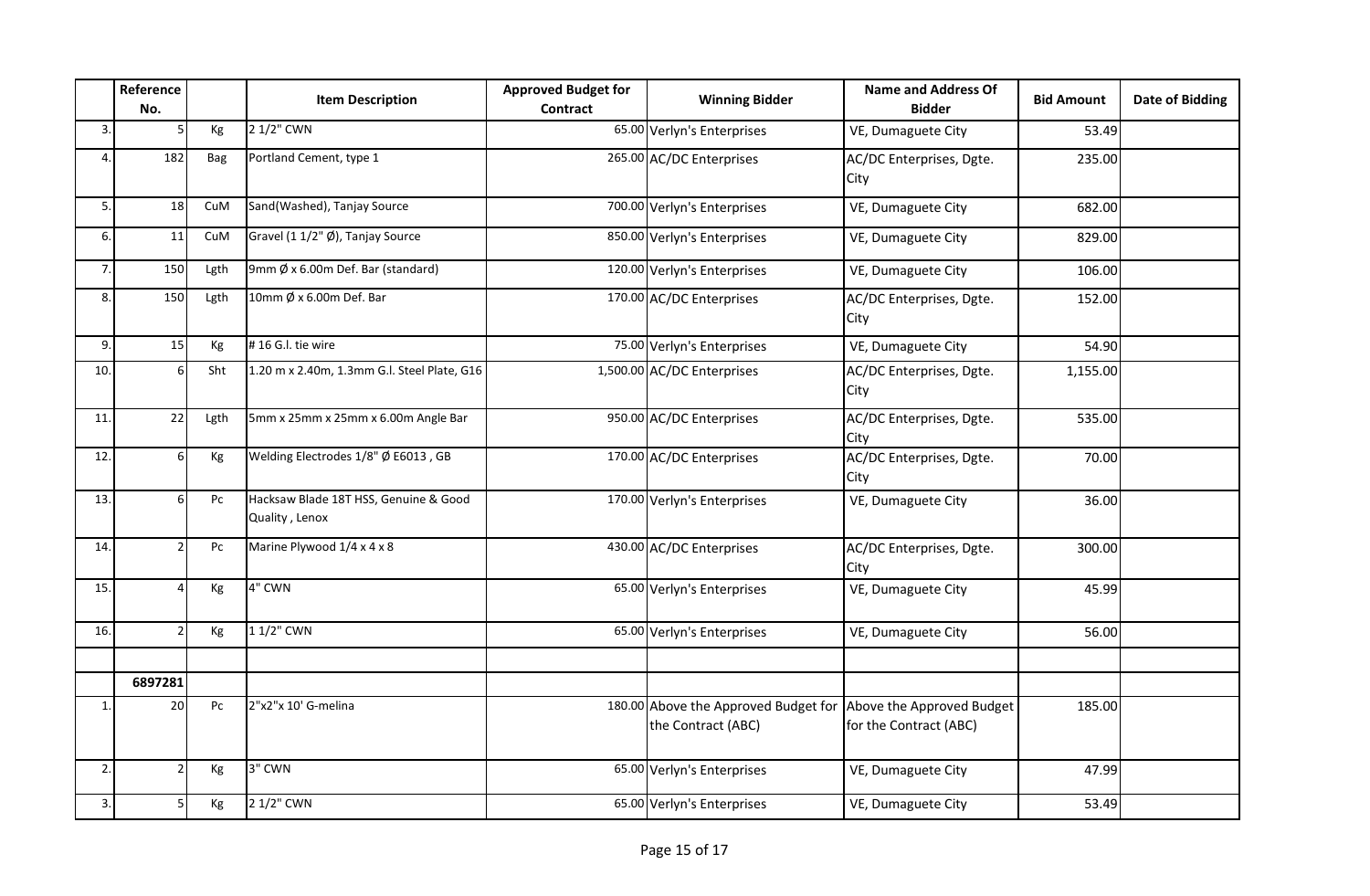| | Reference No. | | Item Description | Approved Budget for Contract | Winning Bidder | Name and Address Of Bidder | Bid Amount | Date of Bidding |
|---|---|---|---|---|---|---|---|---|
| 3. | 5 | Kg | 2 1/2" CWN | 65.00 | Verlyn's Enterprises | VE, Dumaguete City | 53.49 | |
| 4. | 182 | Bag | Portland Cement, type 1 | 265.00 | AC/DC Enterprises | AC/DC Enterprises, Dgte. City | 235.00 | |
| 5. | 18 | CuM | Sand(Washed), Tanjay Source | 700.00 | Verlyn's Enterprises | VE, Dumaguete City | 682.00 | |
| 6. | 11 | CuM | Gravel (1 1/2" Ø), Tanjay Source | 850.00 | Verlyn's Enterprises | VE, Dumaguete City | 829.00 | |
| 7. | 150 | Lgth | 9mm Ø x 6.00m Def. Bar (standard) | 120.00 | Verlyn's Enterprises | VE, Dumaguete City | 106.00 | |
| 8. | 150 | Lgth | 10mm Ø x 6.00m Def. Bar | 170.00 | AC/DC Enterprises | AC/DC Enterprises, Dgte. City | 152.00 | |
| 9. | 15 | Kg | # 16 G.I. tie wire | 75.00 | Verlyn's Enterprises | VE, Dumaguete City | 54.90 | |
| 10. | 6 | Sht | 1.20 m x 2.40m, 1.3mm G.I. Steel Plate, G16 | 1,500.00 | AC/DC Enterprises | AC/DC Enterprises, Dgte. City | 1,155.00 | |
| 11. | 22 | Lgth | 5mm x 25mm x 25mm x 6.00m Angle Bar | 950.00 | AC/DC Enterprises | AC/DC Enterprises, Dgte. City | 535.00 | |
| 12. | 6 | Kg | Welding Electrodes 1/8" Ø E6013 , GB | 170.00 | AC/DC Enterprises | AC/DC Enterprises, Dgte. City | 70.00 | |
| 13. | 6 | Pc | Hacksaw Blade 18T HSS, Genuine & Good Quality , Lenox | 170.00 | Verlyn's Enterprises | VE, Dumaguete City | 36.00 | |
| 14. | 2 | Pc | Marine Plywood 1/4 x 4 x 8 | 430.00 | AC/DC Enterprises | AC/DC Enterprises, Dgte. City | 300.00 | |
| 15. | 4 | Kg | 4" CWN | 65.00 | Verlyn's Enterprises | VE, Dumaguete City | 45.99 | |
| 16. | 2 | Kg | 1 1/2" CWN | 65.00 | Verlyn's Enterprises | VE, Dumaguete City | 56.00 | |
| | | | | | | | | |
| | **6897281** | | | | | | | |
| 1. | 20 | Pc | 2"x2"x 10' G-melina | 180.00 | Above the Approved Budget for the Contract (ABC) | Above the Approved Budget for the Contract (ABC) | 185.00 | |
| 2. | 2 | Kg | 3" CWN | 65.00 | Verlyn's Enterprises | VE, Dumaguete City | 47.99 | |
| 3. | 5 | Kg | 2 1/2" CWN | 65.00 | Verlyn's Enterprises | VE, Dumaguete City | 53.49 | |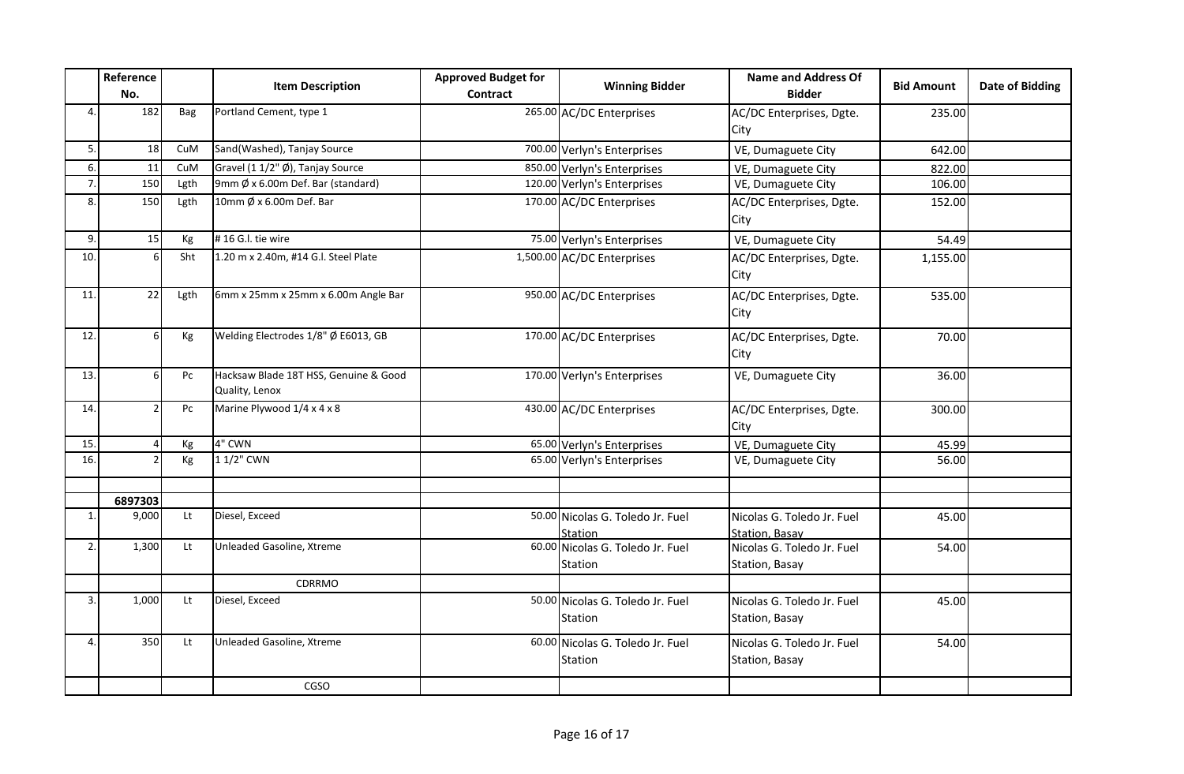| | Reference No. | | Item Description | Approved Budget for Contract | Winning Bidder | Name and Address Of Bidder | Bid Amount | Date of Bidding |
|---|---|---|---|---|---|---|---|---|
| 4. | 182 | Bag | Portland Cement, type 1 | 265.00 | AC/DC Enterprises | AC/DC Enterprises, Dgte. City | 235.00 | |
| 5. | 18 | CuM | Sand(Washed), Tanjay Source | 700.00 | Verlyn's Enterprises | VE, Dumaguete City | 642.00 | |
| 6. | 11 | CuM | Gravel (1 1/2" Ø), Tanjay Source | 850.00 | Verlyn's Enterprises | VE, Dumaguete City | 822.00 | |
| 7. | 150 | Lgth | 9mm Ø x 6.00m Def. Bar (standard) | 120.00 | Verlyn's Enterprises | VE, Dumaguete City | 106.00 | |
| 8. | 150 | Lgth | 10mm Ø x 6.00m Def. Bar | 170.00 | AC/DC Enterprises | AC/DC Enterprises, Dgte. City | 152.00 | |
| 9. | 15 | Kg | # 16 G.I. tie wire | 75.00 | Verlyn's Enterprises | VE, Dumaguete City | 54.49 | |
| 10. | 6 | Sht | 1.20 m x 2.40m, #14 G.I. Steel Plate | 1,500.00 | AC/DC Enterprises | AC/DC Enterprises, Dgte. City | 1,155.00 | |
| 11. | 22 | Lgth | 6mm x 25mm x 25mm x 6.00m Angle Bar | 950.00 | AC/DC Enterprises | AC/DC Enterprises, Dgte. City | 535.00 | |
| 12. | 6 | Kg | Welding Electrodes 1/8" Ø E6013, GB | 170.00 | AC/DC Enterprises | AC/DC Enterprises, Dgte. City | 70.00 | |
| 13. | 6 | Pc | Hacksaw Blade 18T HSS, Genuine & Good Quality, Lenox | 170.00 | Verlyn's Enterprises | VE, Dumaguete City | 36.00 | |
| 14. | 2 | Pc | Marine Plywood 1/4 x 4 x 8 | 430.00 | AC/DC Enterprises | AC/DC Enterprises, Dgte. City | 300.00 | |
| 15. | 4 | Kg | 4" CWN | 65.00 | Verlyn's Enterprises | VE, Dumaguete City | 45.99 | |
| 16. | 2 | Kg | 1 1/2" CWN | 65.00 | Verlyn's Enterprises | VE, Dumaguete City | 56.00 | |
| | | | | | | | | |
| | 6897303 | | | | | | | |
| 1. | 9,000 | Lt | Diesel, Exceed | 50.00 | Nicolas G. Toledo Jr. Fuel Station | Nicolas G. Toledo Jr. Fuel Station, Basay | 45.00 | |
| 2. | 1,300 | Lt | Unleaded Gasoline, Xtreme | 60.00 | Nicolas G. Toledo Jr. Fuel Station | Nicolas G. Toledo Jr. Fuel Station, Basay | 54.00 | |
| | | | CDRRMO | | | | | |
| 3. | 1,000 | Lt | Diesel, Exceed | 50.00 | Nicolas G. Toledo Jr. Fuel Station | Nicolas G. Toledo Jr. Fuel Station, Basay | 45.00 | |
| 4. | 350 | Lt | Unleaded Gasoline, Xtreme | 60.00 | Nicolas G. Toledo Jr. Fuel Station | Nicolas G. Toledo Jr. Fuel Station, Basay | 54.00 | |
| | | | CGSO | | | | | |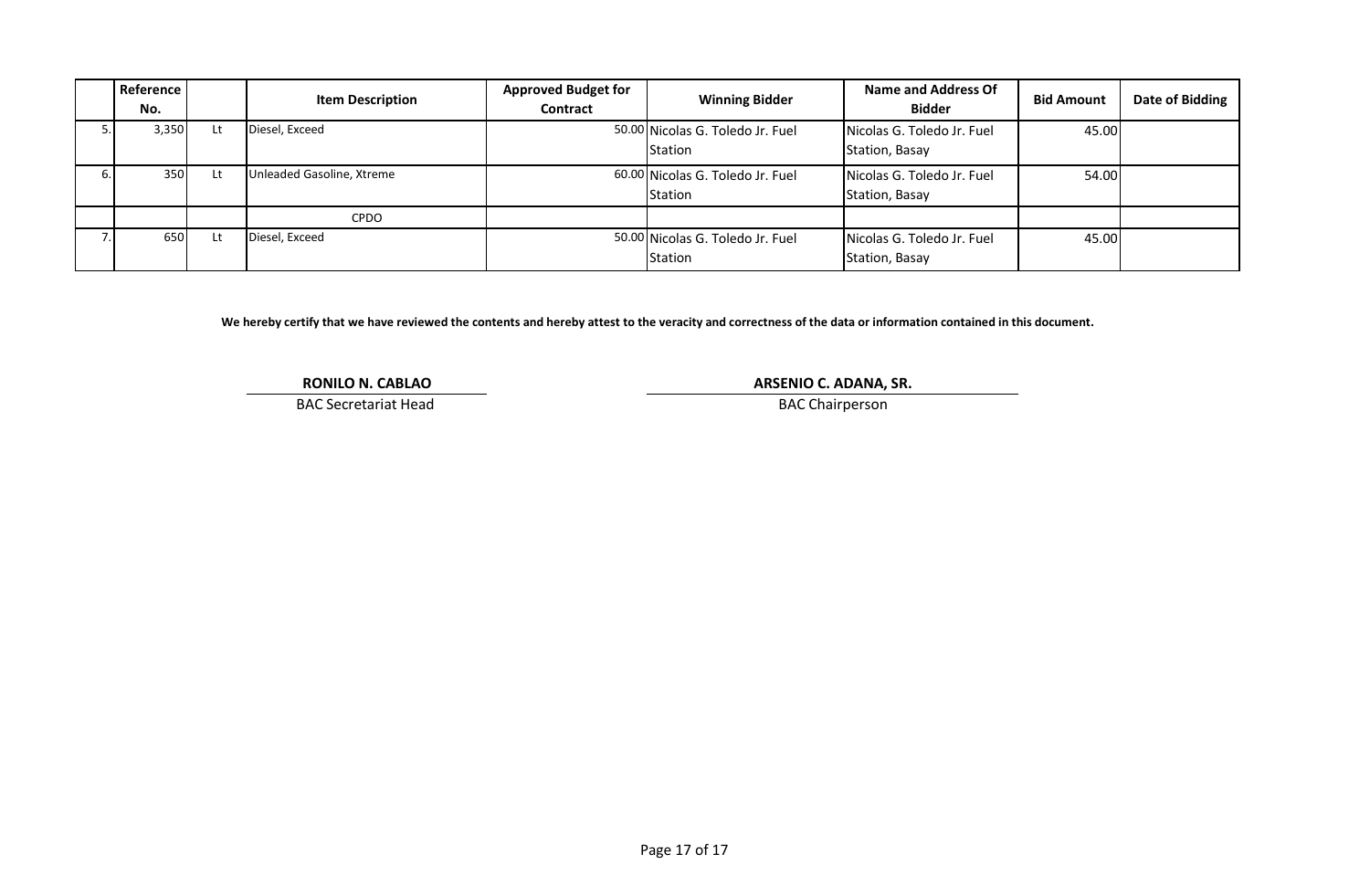| | Reference No. | | Item Description | Approved Budget for Contract | Winning Bidder | Name and Address Of Bidder | Bid Amount | Date of Bidding |
|---|---|---|---|---|---|---|---|---|
| 5. | 3,350 | Lt | Diesel, Exceed | 50.00 | Nicolas G. Toledo Jr. Fuel Station | Nicolas G. Toledo Jr. Fuel Station, Basay | 45.00 | |
| 6. | 350 | Lt | Unleaded Gasoline, Xtreme | 60.00 | Nicolas G. Toledo Jr. Fuel Station | Nicolas G. Toledo Jr. Fuel Station, Basay | 54.00 | |
| | | | CPDO | | | | | |
| 7. | 650 | Lt | Diesel, Exceed | 50.00 | Nicolas G. Toledo Jr. Fuel Station | Nicolas G. Toledo Jr. Fuel Station, Basay | 45.00 | |

**We hereby certify that we have reviewed the contents and hereby attest to the veracity and correctness of the data or information contained in this document.**

**RONILO N. CABLAO**
BAC Secretariat Head

**ARSENIO C. ADANA, SR.**
BAC Chairperson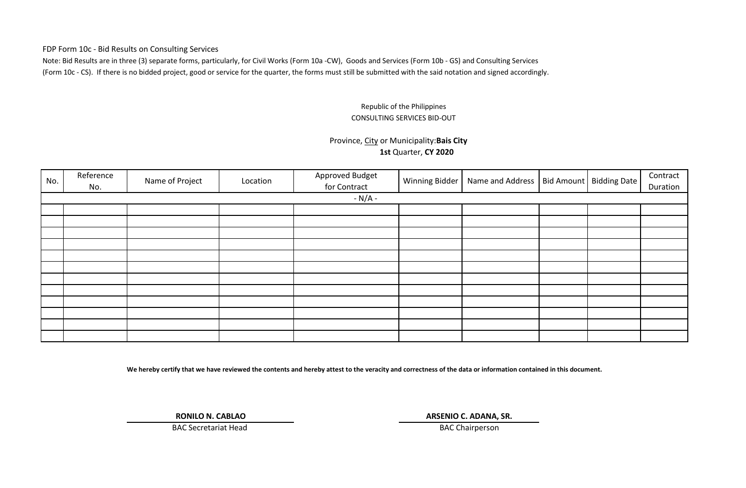FDP Form 10c - Bid Results on Consulting Services

Note: Bid Results are in three (3) separate forms, particularly, for Civil Works (Form 10a -CW), Goods and Services (Form 10b - GS) and Consulting Services (Form 10c - CS). If there is no bidded project, good or service for the quarter, the forms must still be submitted with the said notation and signed accordingly.

Republic of the Philippines
CONSULTING SERVICES BID-OUT

Province, City or Municipality: **Bais City**
**1st** Quarter, **CY 2020**

| No. | Reference No. | Name of Project | Location | Approved Budget for Contract | Winning Bidder | Name and Address | Bid Amount | Bidding Date | Contract Duration |
|---|---|---|---|---|---|---|---|---|---|
| - N/A - | | | | | | | | | |
| | | | | | | | | | |
| | | | | | | | | | |
| | | | | | | | | | |
| | | | | | | | | | |
| | | | | | | | | | |
| | | | | | | | | | |
| | | | | | | | | | |
| | | | | | | | | | |
| | | | | | | | | | |
| | | | | | | | | | |
| | | | | | | | | | |
| | | | | | | | | | |

**We hereby certify that we have reviewed the contents and hereby attest to the veracity and correctness of the data or information contained in this document.**

**RONILO N. CABLAO**
BAC Secretariat Head

**ARSENIO C. ADANA, SR.**
BAC Chairperson